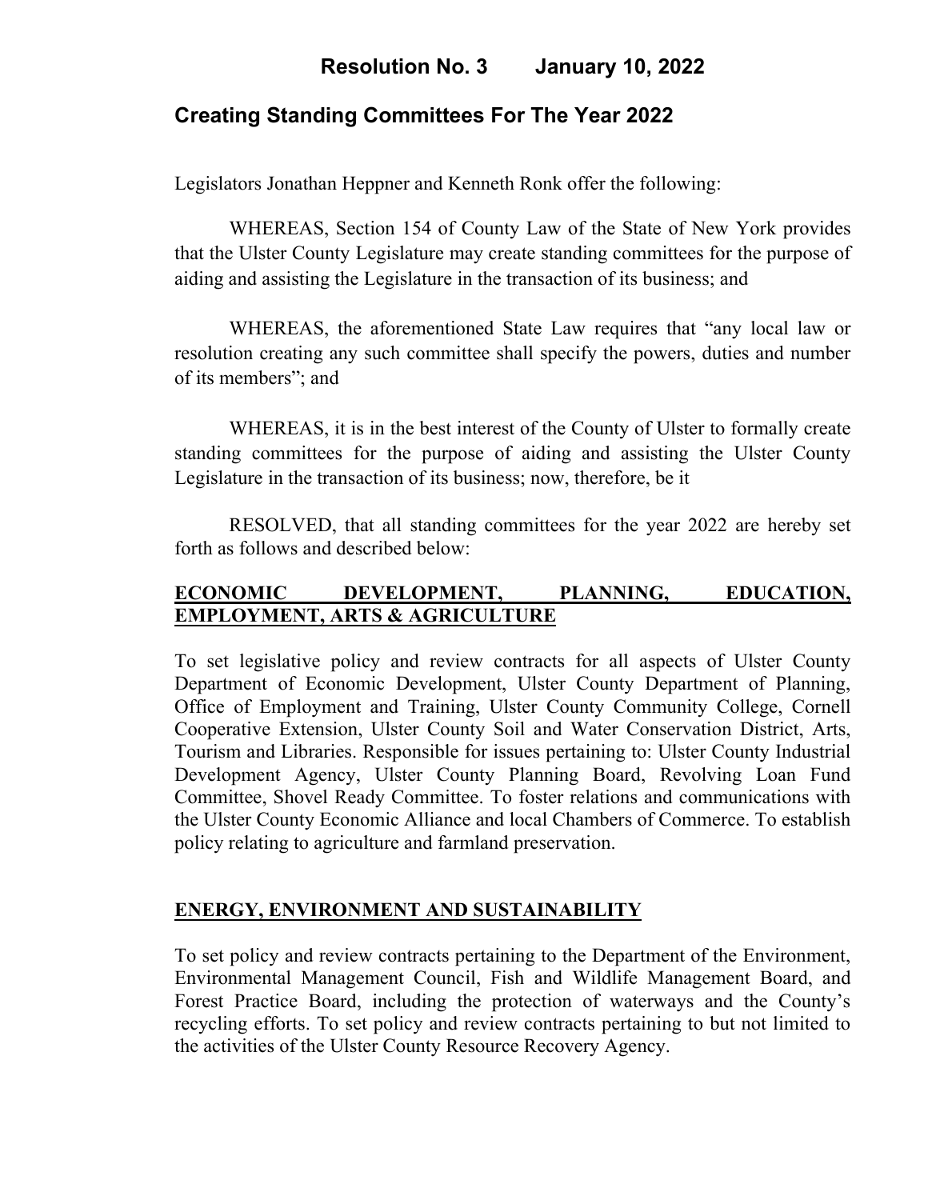# Resolution No. 3 January 10, 2022

## Creating Standing Committees For The Year 2022

Legislators Jonathan Heppner and Kenneth Ronk offer the following:

WHEREAS, Section 154 of County Law of the State of New York provides that the Ulster County Legislature may create standing committees for the purpose of aiding and assisting the Legislature in the transaction of its business; and

WHEREAS, the aforementioned State Law requires that "any local law or resolution creating any such committee shall specify the powers, duties and number of its members"; and

WHEREAS, it is in the best interest of the County of Ulster to formally create standing committees for the purpose of aiding and assisting the Ulster County Legislature in the transaction of its business; now, therefore, be it

RESOLVED, that all standing committees for the year 2022 are hereby set forth as follows and described below:

**ECONOMIC DEVELOPMENT, PLANNING, EDUCATION, EMPLOYMENT, ARTS & AGRICULTURE**

To set legislative policy and review contracts for all aspects of Ulster County Department of Economic Development, Ulster County Department of Planning, Office of Employment and Training, Ulster County Community College, Cornell Cooperative Extension, Ulster County Soil and Water Conservation District, Arts, Tourism and Libraries. Responsible for issues pertaining to: Ulster County Industrial Development Agency, Ulster County Planning Board, Revolving Loan Fund Committee, Shovel Ready Committee. To foster relations and communications with the Ulster County Economic Alliance and local Chambers of Commerce. To establish policy relating to agriculture and farmland preservation.

**ENERGY, ENVIRONMENT AND SUSTAINABILITY**

To set policy and review contracts pertaining to the Department of the Environment, Environmental Management Council, Fish and Wildlife Management Board, and Forest Practice Board, including the protection of waterways and the County's recycling efforts. To set policy and review contracts pertaining to but not limited to the activities of the Ulster County Resource Recovery Agency.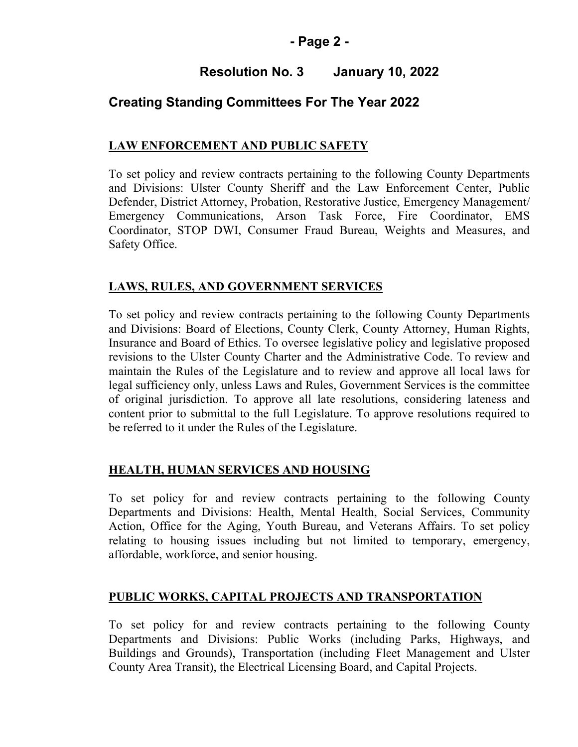**Resolution No. 3 January 10, 2022**

**Creating Standing Committees For The Year 2022**

**LAW ENFORCEMENT AND PUBLIC SAFETY**

To set policy and review contracts pertaining to the following County Departments and Divisions: Ulster County Sheriff and the Law Enforcement Center, Public Defender, District Attorney, Probation, Restorative Justice, Emergency Management/ Emergency Communications, Arson Task Force, Fire Coordinator, EMS Coordinator, STOP DWI, Consumer Fraud Bureau, Weights and Measures, and Safety Office.

**LAWS, RULES, AND GOVERNMENT SERVICES**

To set policy and review contracts pertaining to the following County Departments and Divisions: Board of Elections, County Clerk, County Attorney, Human Rights, Insurance and Board of Ethics. To oversee legislative policy and legislative proposed revisions to the Ulster County Charter and the Administrative Code. To review and maintain the Rules of the Legislature and to review and approve all local laws for legal sufficiency only, unless Laws and Rules, Government Services is the committee of original jurisdiction. To approve all late resolutions, considering lateness and content prior to submittal to the full Legislature. To approve resolutions required to be referred to it under the Rules of the Legislature.

**HEALTH, HUMAN SERVICES AND HOUSING**

To set policy for and review contracts pertaining to the following County Departments and Divisions: Health, Mental Health, Social Services, Community Action, Office for the Aging, Youth Bureau, and Veterans Affairs. To set policy relating to housing issues including but not limited to temporary, emergency, affordable, workforce, and senior housing.

**PUBLIC WORKS, CAPITAL PROJECTS AND TRANSPORTATION**

To set policy for and review contracts pertaining to the following County Departments and Divisions: Public Works (including Parks, Highways, and Buildings and Grounds), Transportation (including Fleet Management and Ulster County Area Transit), the Electrical Licensing Board, and Capital Projects.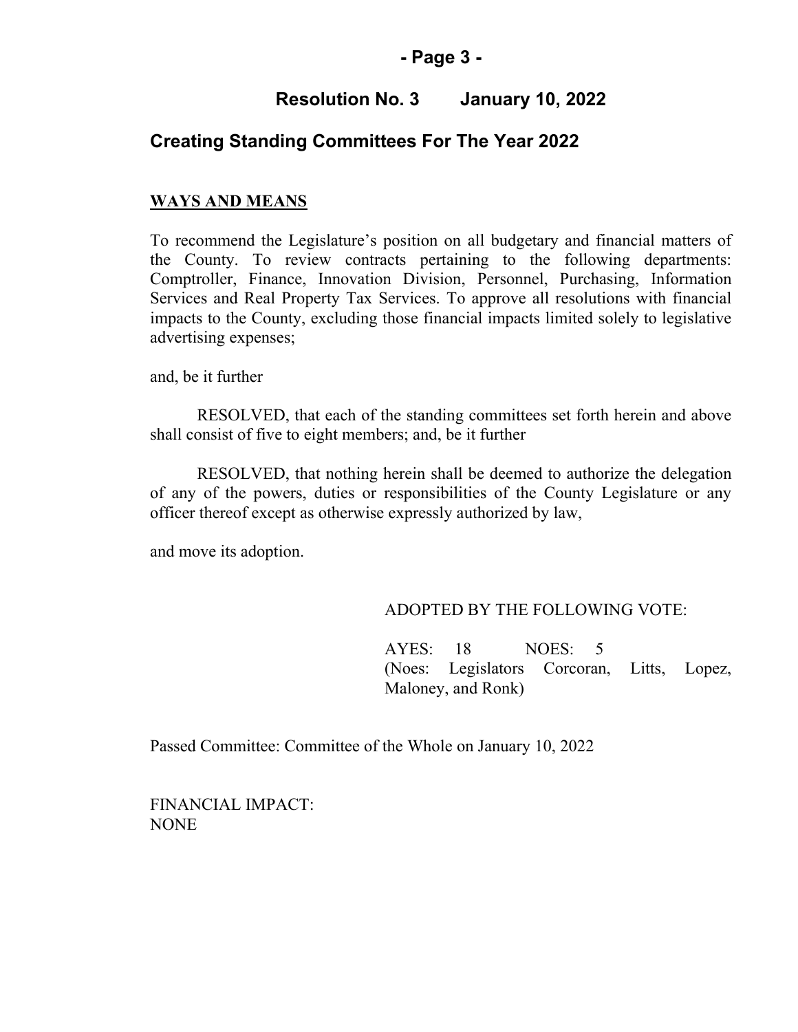## WAYS AND MEANS

To recommend the Legislature's position on all budgetary and financial matters of the County. To review contracts pertaining to the following departments: Comptroller, Finance, Innovation Division, Personnel, Purchasing, Information Services and Real Property Tax Services. To approve all resolutions with financial impacts to the County, excluding those financial impacts limited solely to legislative advertising expenses;

and, be it further

RESOLVED, that each of the standing committees set forth herein and above shall consist of five to eight members; and, be it further

RESOLVED, that nothing herein shall be deemed to authorize the delegation of any of the powers, duties or responsibilities of the County Legislature or any officer thereof except as otherwise expressly authorized by law,

and move its adoption.

ADOPTED BY THE FOLLOWING VOTE:

AYES: 18 NOES: 5
(Noes: Legislators Corcoran, Litts, Lopez, Maloney, and Ronk)

Passed Committee: Committee of the Whole on January 10, 2022

FINANCIAL IMPACT:
NONE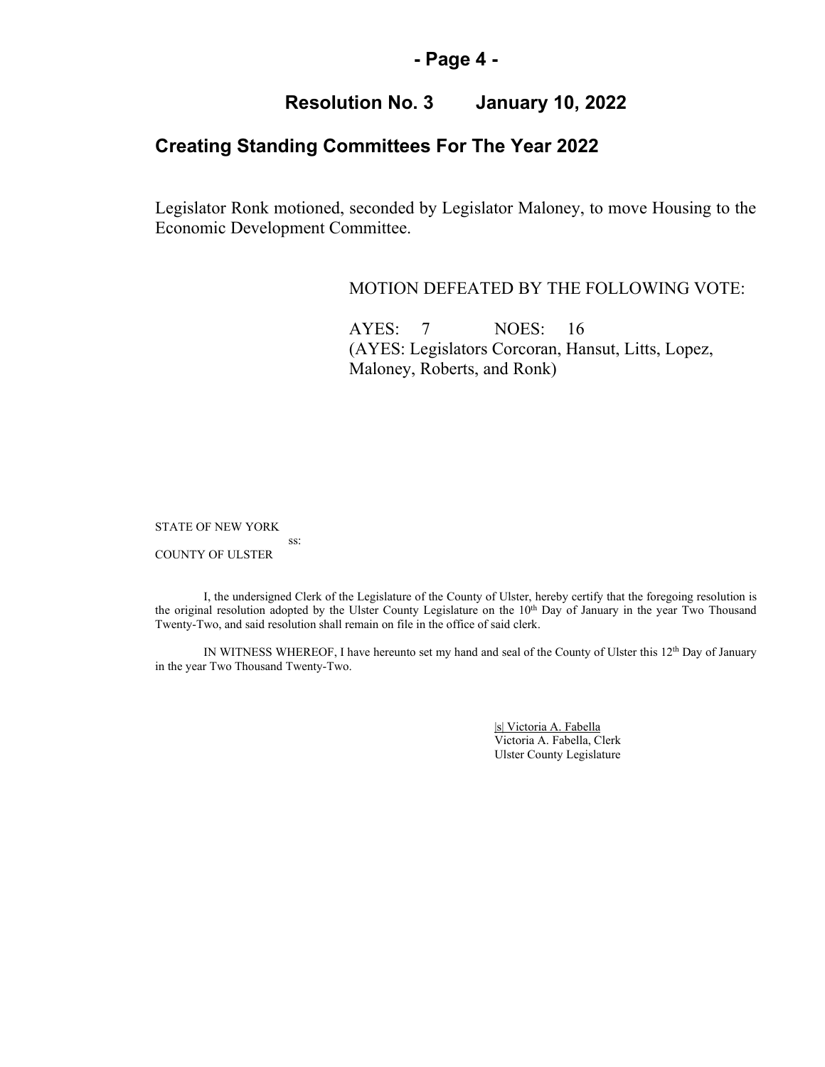## Resolution No. 3 January 10, 2022

## Creating Standing Committees For The Year 2022

Legislator Ronk motioned, seconded by Legislator Maloney, to move Housing to the Economic Development Committee.

MOTION DEFEATED BY THE FOLLOWING VOTE:

AYES: 7 NOES: 16
(AYES: Legislators Corcoran, Hansut, Litts, Lopez, Maloney, Roberts, and Ronk)

STATE OF NEW YORK
ss:
COUNTY OF ULSTER

I, the undersigned Clerk of the Legislature of the County of Ulster, hereby certify that the foregoing resolution is the original resolution adopted by the Ulster County Legislature on the 10th Day of January in the year Two Thousand Twenty-Two, and said resolution shall remain on file in the office of said clerk.

IN WITNESS WHEREOF, I have hereunto set my hand and seal of the County of Ulster this 12th Day of January in the year Two Thousand Twenty-Two.

|s| Victoria A. Fabella
Victoria A. Fabella, Clerk
Ulster County Legislature